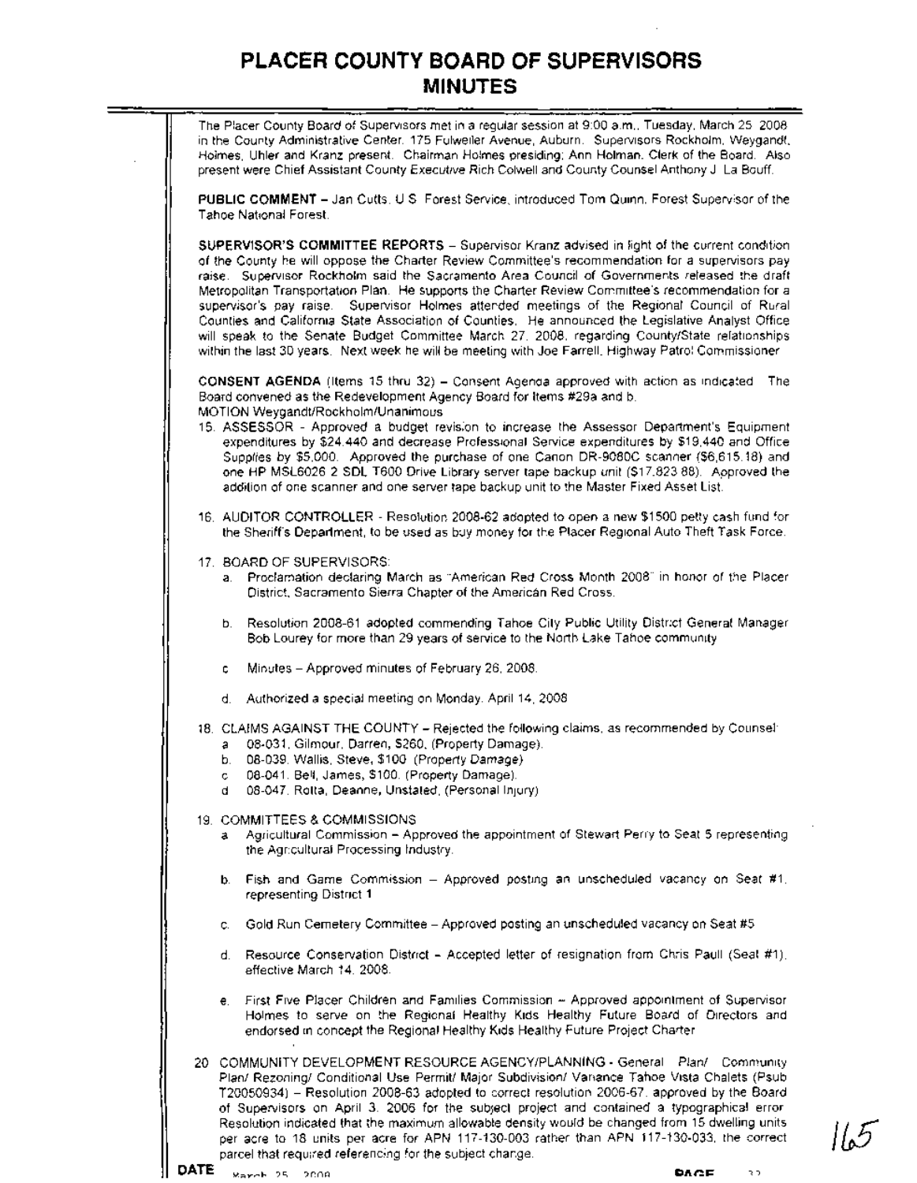# PLACER COUNTY BOARD OF SUPERVISORS MINUTES

The Placer County Board of Supervisors met in a regular session at 9:00 a.m., Tuesday, March 25 2008 in the County Administrative Center, 175 Fulweiler Avenue, Auburn. Supervisors Rockholm, Weygandt, Holmes, Uhler and Kranz present. Chairman Holmes presiding; Ann Holman, Clerk of the Board. Also present were Chief Assistant County Executive Rich Colwell and County Counsel Anthony J La Bouff.

**PUBLIC COMMENT** – Jan Cutts, U S Forest Service, introduced Tom Quinn, Forest Supervisor of the Tahoe National Forest.

**SUPERVISOR'S COMMITTEE REPORTS** – Supervisor Kranz advised in light of the current condition of the County he will oppose the Charter Review Committee's recommendation for a supervisors pay raise. Supervisor Rockholm said the Sacramento Area Council of Governments released the draft Metropolitan Transportation Plan. He supports the Charter Review Committee's recommendation for a supervisor's pay raise. Supervisor Holmes attended meetings of the Regional Council of Rural Counties and California State Association of Counties. He announced the Legislative Analyst Office will speak to the Senate Budget Committee March 27, 2008, regarding County/State relationships within the last 30 years. Next week he will be meeting with Joe Farrell, Highway Patrol Commissioner

**CONSENT AGENDA** (Items 15 thru 32) – Consent Agenda approved with action as indicated. The Board convened as the Redevelopment Agency Board for Items #29a and b.
MOTION Weygandt/Rockholm/Unanimous

15. ASSESSOR - Approved a budget revision to increase the Assessor Department's Equipment expenditures by $24,440 and decrease Professional Service expenditures by $19,440 and Office Supplies by $5,000. Approved the purchase of one Canon DR-9080C scanner ($6,615.18) and one HP MSL6026 2 SDL T600 Drive Library server tape backup unit ($17,823 88). Approved the addition of one scanner and one server tape backup unit to the Master Fixed Asset List.

16. AUDITOR CONTROLLER - Resolution 2008-62 adopted to open a new $1500 petty cash fund for the Sheriff's Department, to be used as buy money for the Placer Regional Auto Theft Task Force.

17. BOARD OF SUPERVISORS:
    a. Proclamation declaring March as "American Red Cross Month 2008" in honor of the Placer District, Sacramento Sierra Chapter of the American Red Cross.

    b. Resolution 2008-61 adopted commending Tahoe City Public Utility District General Manager Bob Lourey for more than 29 years of service to the North Lake Tahoe community

    c. Minutes – Approved minutes of February 26, 2008.

    d. Authorized a special meeting on Monday, April 14, 2008

18. CLAIMS AGAINST THE COUNTY – Rejected the following claims, as recommended by Counsel:
    a. 08-031, Gilmour, Darren, $260, (Property Damage).
    b. 08-039, Wallis, Steve, $100 (Property Damage)
    c. 08-041, Bell, James, $100, (Property Damage).
    d. 08-047, Rolta, Deanne, Unstated, (Personal Injury)

19. COMMITTEES & COMMISSIONS
    a. Agricultural Commission – Approved the appointment of Stewart Perry to Seat 5 representing the Agricultural Processing Industry.

    b. Fish and Game Commission – Approved posting an unscheduled vacancy on Seat #1, representing District 1

    c. Gold Run Cemetery Committee – Approved posting an unscheduled vacancy on Seat #5

    d. Resource Conservation District – Accepted letter of resignation from Chris Paull (Seat #1), effective March 14, 2008.

    e. First Five Placer Children and Families Commission – Approved appointment of Supervisor Holmes to serve on the Regional Healthy Kids Healthy Future Board of Directors and endorsed in concept the Regional Healthy Kids Healthy Future Project Charter

20. COMMUNITY DEVELOPMENT RESOURCE AGENCY/PLANNING - General Plan/ Community Plan/ Rezoning/ Conditional Use Permit/ Major Subdivision/ Variance Tahoe Vista Chalets (Psub T20050934) – Resolution 2008-63 adopted to correct resolution 2006-67, approved by the Board of Supervisors on April 3, 2006 for the subject project and contained a typographical error. Resolution indicated that the maximum allowable density would be changed from 15 dwelling units per acre to 18 units per acre for APN 117-130-003 rather than APN 117-130-033, the correct parcel that required referencing for the subject change.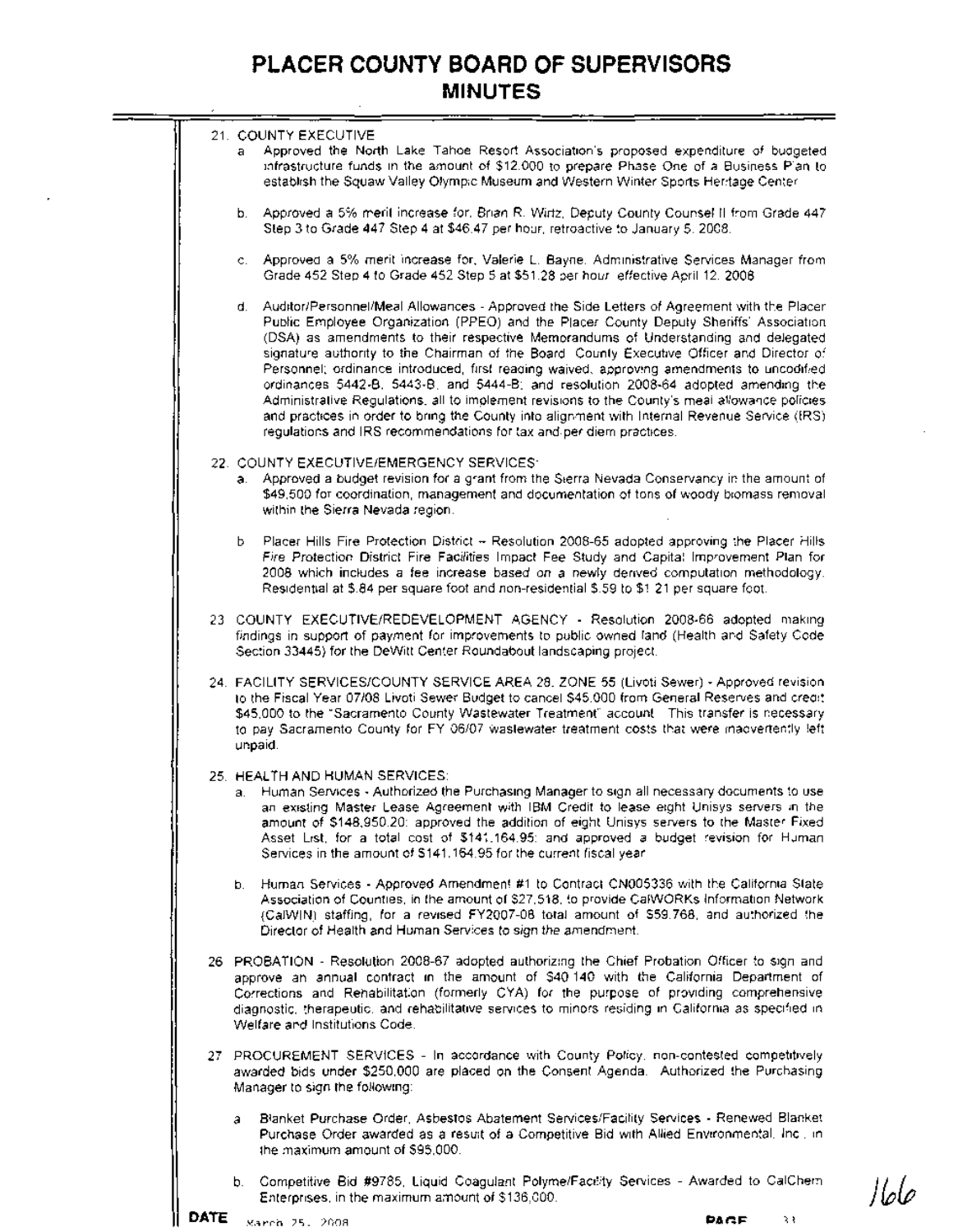# PLACER COUNTY BOARD OF SUPERVISORS
## MINUTES

21. COUNTY EXECUTIVE
    a. Approved the North Lake Tahoe Resort Association's proposed expenditure of budgeted infrastructure funds in the amount of $12,000 to prepare Phase One of a Business Plan to establish the Squaw Valley Olympic Museum and Western Winter Sports Heritage Center.

    b. Approved a 5% merit increase for, Brian R. Wirtz, Deputy County Counsel II from Grade 447 Step 3 to Grade 447 Step 4 at $46.47 per hour, retroactive to January 5, 2008.

    c. Approved a 5% merit increase for, Valerie L. Bayne, Administrative Services Manager from Grade 452 Step 4 to Grade 452 Step 5 at $51.28 per hour effective April 12, 2008.

    d. Auditor/Personnel/Meal Allowances - Approved the Side Letters of Agreement with the Placer Public Employee Organization (PPEO) and the Placer County Deputy Sheriffs' Association (DSA) as amendments to their respective Memorandums of Understanding and delegated signature authority to the Chairman of the Board, County Executive Officer and Director of Personnel; ordinance introduced, first reading waived, approving amendments to uncodified ordinances 5442-B, 5443-B, and 5444-B; and resolution 2008-64 adopted amending the Administrative Regulations, all to implement revisions to the County's meal allowance policies and practices in order to bring the County into alignment with Internal Revenue Service (IRS) regulations and IRS recommendations for tax and per diem practices.

22. COUNTY EXECUTIVE/EMERGENCY SERVICES:
    a. Approved a budget revision for a grant from the Sierra Nevada Conservancy in the amount of $49,500 for coordination, management and documentation of tons of woody biomass removal within the Sierra Nevada region.

    b. Placer Hills Fire Protection District – Resolution 2008-65 adopted approving the Placer Hills Fire Protection District Fire Facilities Impact Fee Study and Capital Improvement Plan for 2008 which includes a fee increase based on a newly derived computation methodology. Residential at $.84 per square foot and non-residential $.59 to $1.21 per square foot.

23. COUNTY EXECUTIVE/REDEVELOPMENT AGENCY - Resolution 2008-66 adopted making findings in support of payment for improvements to public owned land (Health and Safety Code Section 33445) for the DeWitt Center Roundabout landscaping project.

24. FACILITY SERVICES/COUNTY SERVICE AREA 28, ZONE 55 (Livoti Sewer) - Approved revision to the Fiscal Year 07/08 Livoti Sewer Budget to cancel $45,000 from General Reserves and credit $45,000 to the "Sacramento County Wastewater Treatment" account. This transfer is necessary to pay Sacramento County for FY 06/07 wastewater treatment costs that were inadvertently left unpaid.

25. HEALTH AND HUMAN SERVICES:
    a. Human Services - Authorized the Purchasing Manager to sign all necessary documents to use an existing Master Lease Agreement with IBM Credit to lease eight Unisys servers in the amount of $148,950.20; approved the addition of eight Unisys servers to the Master Fixed Asset List, for a total cost of $141,164.95; and approved a budget revision for Human Services in the amount of $141,164.95 for the current fiscal year.

    b. Human Services - Approved Amendment #1 to Contract CN005336 with the California State Association of Counties, in the amount of $27,518, to provide CalWORKs Information Network (CalWIN) staffing, for a revised FY2007-08 total amount of $59,768, and authorized the Director of Health and Human Services to sign the amendment.

26. PROBATION - Resolution 2008-67 adopted authorizing the Chief Probation Officer to sign and approve an annual contract in the amount of $40,140 with the California Department of Corrections and Rehabilitation (formerly CYA) for the purpose of providing comprehensive diagnostic, therapeutic, and rehabilitative services to minors residing in California as specified in Welfare and Institutions Code.

27. PROCUREMENT SERVICES - In accordance with County Policy, non-contested competitively awarded bids under $250,000 are placed on the Consent Agenda. Authorized the Purchasing Manager to sign the following:

    a. Blanket Purchase Order, Asbestos Abatement Services/Facility Services - Renewed Blanket Purchase Order awarded as a result of a Competitive Bid with Allied Environmental, Inc., in the maximum amount of $95,000.

    b. Competitive Bid #9785, Liquid Coagulant Polyme/Facility Services - Awarded to CalChem Enterprises, in the maximum amount of $136,000.

**DATE** March 25, 2008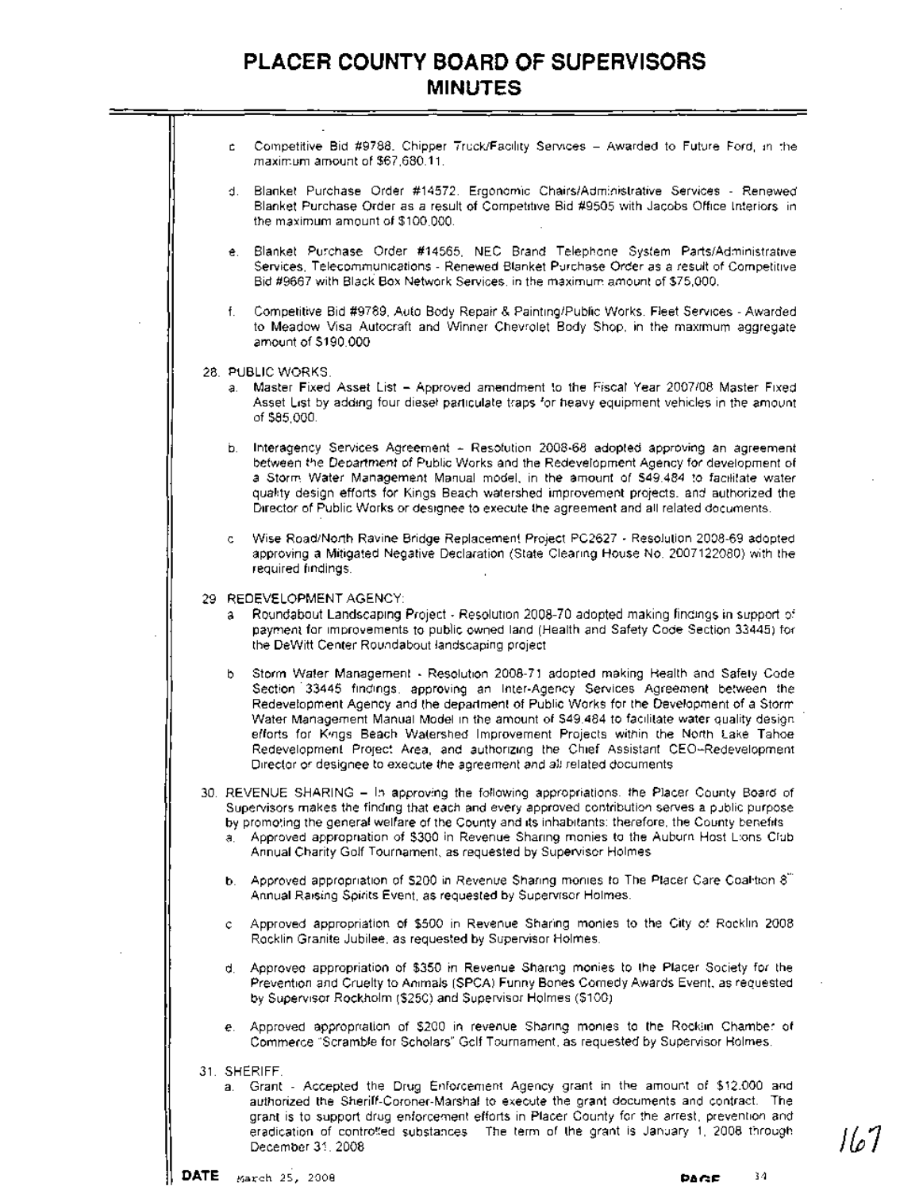c. Competitive Bid #9788, Chipper Truck/Facility Services – Awarded to Future Ford, in the maximum amount of $67,680.11.

d. Blanket Purchase Order #14572, Ergonomic Chairs/Administrative Services - Renewed Blanket Purchase Order as a result of Competitive Bid #9505 with Jacobs Office Interiors in the maximum amount of $100,000.

e. Blanket Purchase Order #14565, NEC Brand Telephone System Parts/Administrative Services, Telecommunications - Renewed Blanket Purchase Order as a result of Competitive Bid #9667 with Black Box Network Services, in the maximum amount of $75,000.

f. Competitive Bid #9789, Auto Body Repair & Painting/Public Works, Fleet Services - Awarded to Meadow Visa Autocraft and Winner Chevrolet Body Shop, in the maximum aggregate amount of $190,000

28. PUBLIC WORKS:
   a. Master Fixed Asset List – Approved amendment to the Fiscal Year 2007/08 Master Fixed Asset List by adding four diesel particulate traps for heavy equipment vehicles in the amount of $85,000.

   b. Interagency Services Agreement – Resolution 2008-68 adopted approving an agreement between the Department of Public Works and the Redevelopment Agency for development of a Storm Water Management Manual model, in the amount of $49,484 to facilitate water quality design efforts for Kings Beach watershed improvement projects, and authorized the Director of Public Works or designee to execute the agreement and all related documents.

   c. Wise Road/North Ravine Bridge Replacement Project PC2627 - Resolution 2008-69 adopted approving a Mitigated Negative Declaration (State Clearing House No. 2007122080) with the required findings.

29. REDEVELOPMENT AGENCY:
   a. Roundabout Landscaping Project - Resolution 2008-70 adopted making findings in support of payment for improvements to public owned land (Health and Safety Code Section 33445) for the DeWitt Center Roundabout landscaping project

   b. Storm Water Management - Resolution 2008-71 adopted making Health and Safety Code Section 33445 findings, approving an Inter-Agency Services Agreement between the Redevelopment Agency and the department of Public Works for the Development of a Storm Water Management Manual Model in the amount of $49,484 to facilitate water quality design efforts for Kings Beach Watershed Improvement Projects within the North Lake Tahoe Redevelopment Project Area, and authorizing the Chief Assistant CEO–Redevelopment Director or designee to execute the agreement and all related documents

30. REVENUE SHARING – In approving the following appropriations, the Placer County Board of Supervisors makes the finding that each and every approved contribution serves a public purpose by promoting the general welfare of the County and its inhabitants; therefore, the County benefits
   a. Approved appropriation of $300 in Revenue Sharing monies to the Auburn Host Lions Club Annual Charity Golf Tournament, as requested by Supervisor Holmes

   b. Approved appropriation of $200 in Revenue Sharing monies to The Placer Care Coalition 8th Annual Raising Spirits Event, as requested by Supervisor Holmes.

   c. Approved appropriation of $500 in Revenue Sharing monies to the City of Rocklin 2008 Rocklin Granite Jubilee, as requested by Supervisor Holmes.

   d. Approved appropriation of $350 in Revenue Sharing monies to the Placer Society for the Prevention and Cruelty to Animals (SPCA) Funny Bones Comedy Awards Event, as requested by Supervisor Rockholm ($250) and Supervisor Holmes ($100)

   e. Approved appropriation of $200 in revenue Sharing monies to the Rocklin Chamber of Commerce "Scramble for Scholars" Golf Tournament, as requested by Supervisor Holmes.

31. SHERIFF:
   a. Grant - Accepted the Drug Enforcement Agency grant in the amount of $12,000 and authorized the Sheriff-Coroner-Marshal to execute the grant documents and contract. The grant is to support drug enforcement efforts in Placer County for the arrest, prevention and eradication of controlled substances. The term of the grant is January 1, 2008 through December 31, 2008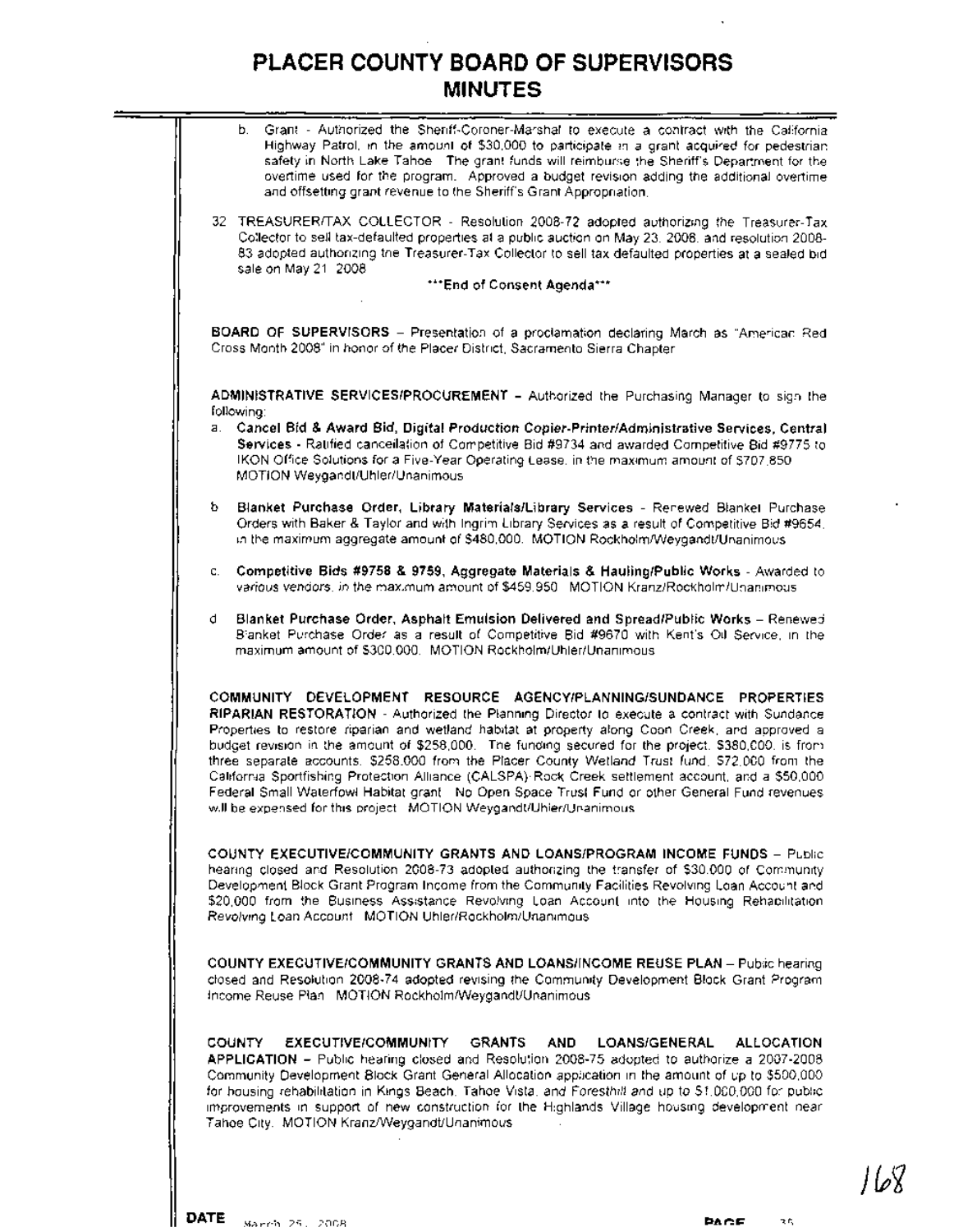b. Grant - Authorized the Sheriff-Coroner-Marshal to execute a contract with the California Highway Patrol, in the amount of $30,000 to participate in a grant acquired for pedestrian safety in North Lake Tahoe. The grant funds will reimburse the Sheriff's Department for the overtime used for the program. Approved a budget revision adding the additional overtime and offsetting grant revenue to the Sheriff's Grant Appropriation.

32. TREASURER/TAX COLLECTOR - Resolution 2008-72 adopted authorizing the Treasurer-Tax Collector to sell tax-defaulted properties at a public auction on May 23, 2008, and resolution 2008-83 adopted authorizing the Treasurer-Tax Collector to sell tax defaulted properties at a sealed bid sale on May 21, 2008.

***End of Consent Agenda***

**BOARD OF SUPERVISORS** – Presentation of a proclamation declaring March as "American Red Cross Month 2008" in honor of the Placer District, Sacramento Sierra Chapter.

**ADMINISTRATIVE SERVICES/PROCUREMENT** – Authorized the Purchasing Manager to sign the following:

a. **Cancel Bid & Award Bid, Digital Production Copier-Printer/Administrative Services, Central Services** - Ratified cancellation of Competitive Bid #9734 and awarded Competitive Bid #9775 to IKON Office Solutions for a Five-Year Operating Lease, in the maximum amount of $707,850. MOTION Weygandt/Uhler/Unanimous

b. **Blanket Purchase Order, Library Materials/Library Services** - Renewed Blanket Purchase Orders with Baker & Taylor and with Ingrim Library Services as a result of Competitive Bid #9654, in the maximum aggregate amount of $480,000. MOTION Rockholm/Weygandt/Unanimous

c. **Competitive Bids #9758 & 9759, Aggregate Materials & Hauling/Public Works** - Awarded to various vendors, in the maximum amount of $459,950. MOTION Kranz/Rockholm/Unanimous

d. **Blanket Purchase Order, Asphalt Emulsion Delivered and Spread/Public Works** – Renewed Blanket Purchase Order as a result of Competitive Bid #9670 with Kent's Oil Service, in the maximum amount of $300,000. MOTION Rockholm/Uhler/Unanimous

**COMMUNITY DEVELOPMENT RESOURCE AGENCY/PLANNING/SUNDANCE PROPERTIES RIPARIAN RESTORATION** - Authorized the Planning Director to execute a contract with Sundance Properties to restore riparian and wetland habitat at property along Coon Creek, and approved a budget revision in the amount of $258,000. The funding secured for the project, $380,000, is from three separate accounts, $258,000 from the Placer County Wetland Trust fund, $72,000 from the California Sportfishing Protection Alliance (CALSPA) Rock Creek settlement account, and a $50,000 Federal Small Waterfowl Habitat grant. No Open Space Trust Fund or other General Fund revenues will be expensed for this project. MOTION Weygandt/Uhler/Unanimous

**COUNTY EXECUTIVE/COMMUNITY GRANTS AND LOANS/PROGRAM INCOME FUNDS** – Public hearing closed and Resolution 2008-73 adopted authorizing the transfer of $30,000 of Community Development Block Grant Program Income from the Community Facilities Revolving Loan Account and $20,000 from the Business Assistance Revolving Loan Account into the Housing Rehabilitation Revolving Loan Account. MOTION Uhler/Rockholm/Unanimous

**COUNTY EXECUTIVE/COMMUNITY GRANTS AND LOANS/INCOME REUSE PLAN** – Public hearing closed and Resolution 2008-74 adopted revising the Community Development Block Grant Program Income Reuse Plan. MOTION Rockholm/Weygandt/Unanimous

**COUNTY EXECUTIVE/COMMUNITY GRANTS AND LOANS/GENERAL ALLOCATION APPLICATION** – Public hearing closed and Resolution 2008-75 adopted to authorize a 2007-2008 Community Development Block Grant General Allocation application in the amount of up to $500,000 for housing rehabilitation in Kings Beach, Tahoe Vista, and Foresthill and up to $1,000,000 for public improvements in support of new construction for the Highlands Village housing development near Tahoe City. MOTION Kranz/Weygandt/Unanimous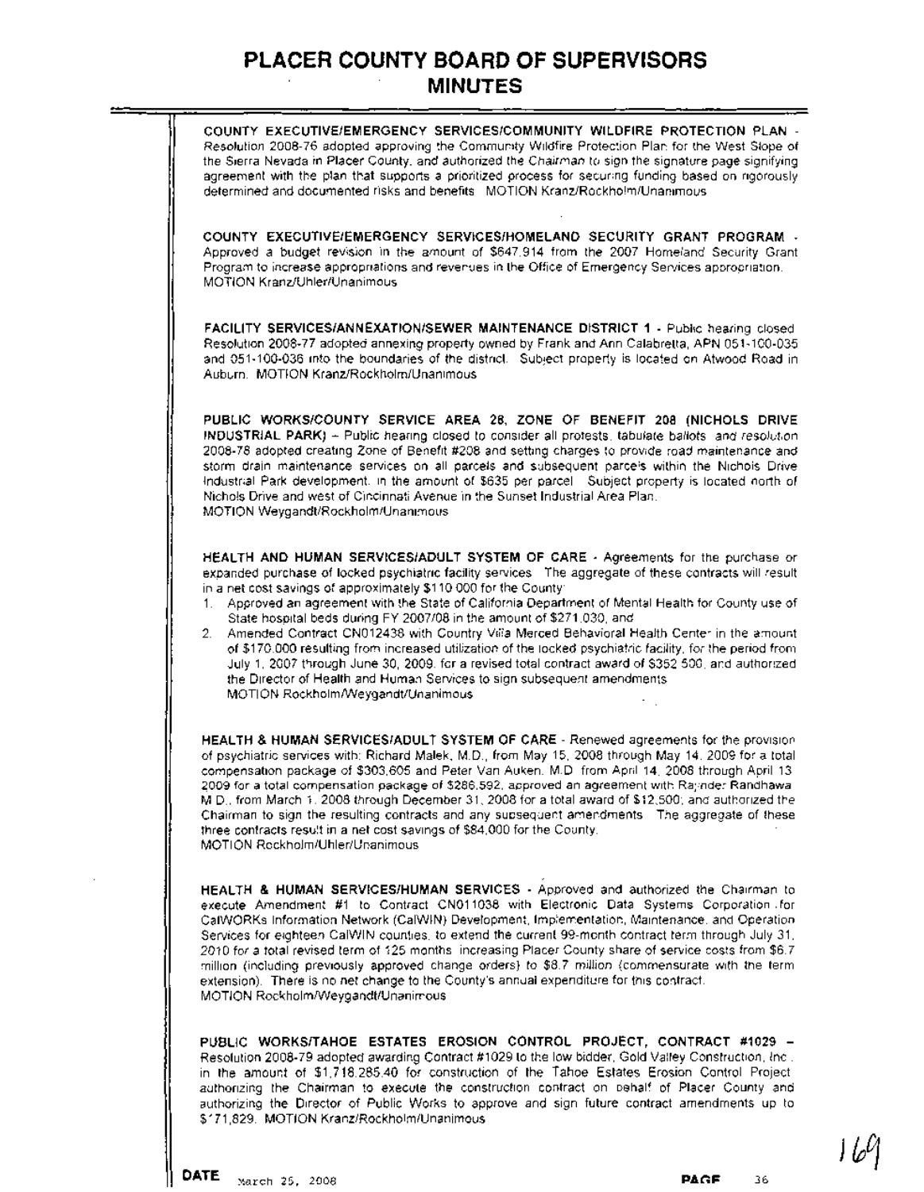# PLACER COUNTY BOARD OF SUPERVISORS MINUTES

**COUNTY EXECUTIVE/EMERGENCY SERVICES/COMMUNITY WILDFIRE PROTECTION PLAN** - Resolution 2008-76 adopted approving the Community Wildfire Protection Plan for the West Slope of the Sierra Nevada in Placer County, and authorized the Chairman to sign the signature page signifying agreement with the plan that supports a prioritized process for securing funding based on rigorously determined and documented risks and benefits. MOTION Kranz/Rockholm/Unanimous

**COUNTY EXECUTIVE/EMERGENCY SERVICES/HOMELAND SECURITY GRANT PROGRAM** - Approved a budget revision in the amount of $647,914 from the 2007 Homeland Security Grant Program to increase appropriations and revenues in the Office of Emergency Services appropriation. MOTION Kranz/Uhler/Unanimous

**FACILITY SERVICES/ANNEXATION/SEWER MAINTENANCE DISTRICT 1** - Public hearing closed. Resolution 2008-77 adopted annexing property owned by Frank and Ann Calabretta, APN 051-100-035 and 051-100-036 into the boundaries of the district. Subject property is located on Atwood Road in Auburn. MOTION Kranz/Rockholm/Unanimous

**PUBLIC WORKS/COUNTY SERVICE AREA 28, ZONE OF BENEFIT 208 (NICHOLS DRIVE INDUSTRIAL PARK)** – Public hearing closed to consider all protests, tabulate ballots and resolution 2008-78 adopted creating Zone of Benefit #208 and setting charges to provide road maintenance and storm drain maintenance services on all parcels and subsequent parcels within the Nichols Drive Industrial Park development, in the amount of $635 per parcel. Subject property is located north of Nichols Drive and west of Cincinnati Avenue in the Sunset Industrial Area Plan.
MOTION Weygandt/Rockholm/Unanimous

**HEALTH AND HUMAN SERVICES/ADULT SYSTEM OF CARE** - Agreements for the purchase or expanded purchase of locked psychiatric facility services. The aggregate of these contracts will result in a net cost savings of approximately $110,000 for the County:

1. Approved an agreement with the State of California Department of Mental Health for County use of State hospital beds during FY 2007/08 in the amount of $271,030, and
2. Amended Contract CN012438 with Country Villa Merced Behavioral Health Center in the amount of $170,000 resulting from increased utilization of the locked psychiatric facility, for the period from July 1, 2007 through June 30, 2009, for a revised total contract award of $352,500, and authorized the Director of Health and Human Services to sign subsequent amendments.
MOTION Rockholm/Weygandt/Unanimous

**HEALTH & HUMAN SERVICES/ADULT SYSTEM OF CARE** - Renewed agreements for the provision of psychiatric services with: Richard Malek, M.D., from May 15, 2008 through May 14, 2009 for a total compensation package of $303,605 and Peter Van Auken, M.D. from April 14, 2008 through April 13, 2009 for a total compensation package of $286,592, approved an agreement with Rajinder Randhawa M.D., from March 1, 2008 through December 31, 2008 for a total award of $12,500; and authorized the Chairman to sign the resulting contracts and any subsequent amendments. The aggregate of these three contracts result in a net cost savings of $84,000 for the County.
MOTION Rockholm/Uhler/Unanimous

**HEALTH & HUMAN SERVICES/HUMAN SERVICES** - Approved and authorized the Chairman to execute Amendment #1 to Contract CN011038 with Electronic Data Systems Corporation for CalWORKs Information Network (CalWIN) Development, Implementation, Maintenance, and Operation Services for eighteen CalWIN counties, to extend the current 99-month contract term through July 31, 2010 for a total revised term of 125 months increasing Placer County share of service costs from $6.7 million (including previously approved change orders) to $8.7 million (commensurate with the term extension). There is no net change to the County's annual expenditure for this contract.
MOTION Rockholm/Weygandt/Unanimous

**PUBLIC WORKS/TAHOE ESTATES EROSION CONTROL PROJECT, CONTRACT #1029** – Resolution 2008-79 adopted awarding Contract #1029 to the low bidder, Gold Valley Construction, Inc., in the amount of $1,718,285.40 for construction of the Tahoe Estates Erosion Control Project authorizing the Chairman to execute the construction contract on behalf of Placer County and authorizing the Director of Public Works to approve and sign future contract amendments up to $171,829. MOTION Kranz/Rockholm/Unanimous

**DATE** March 25, 2008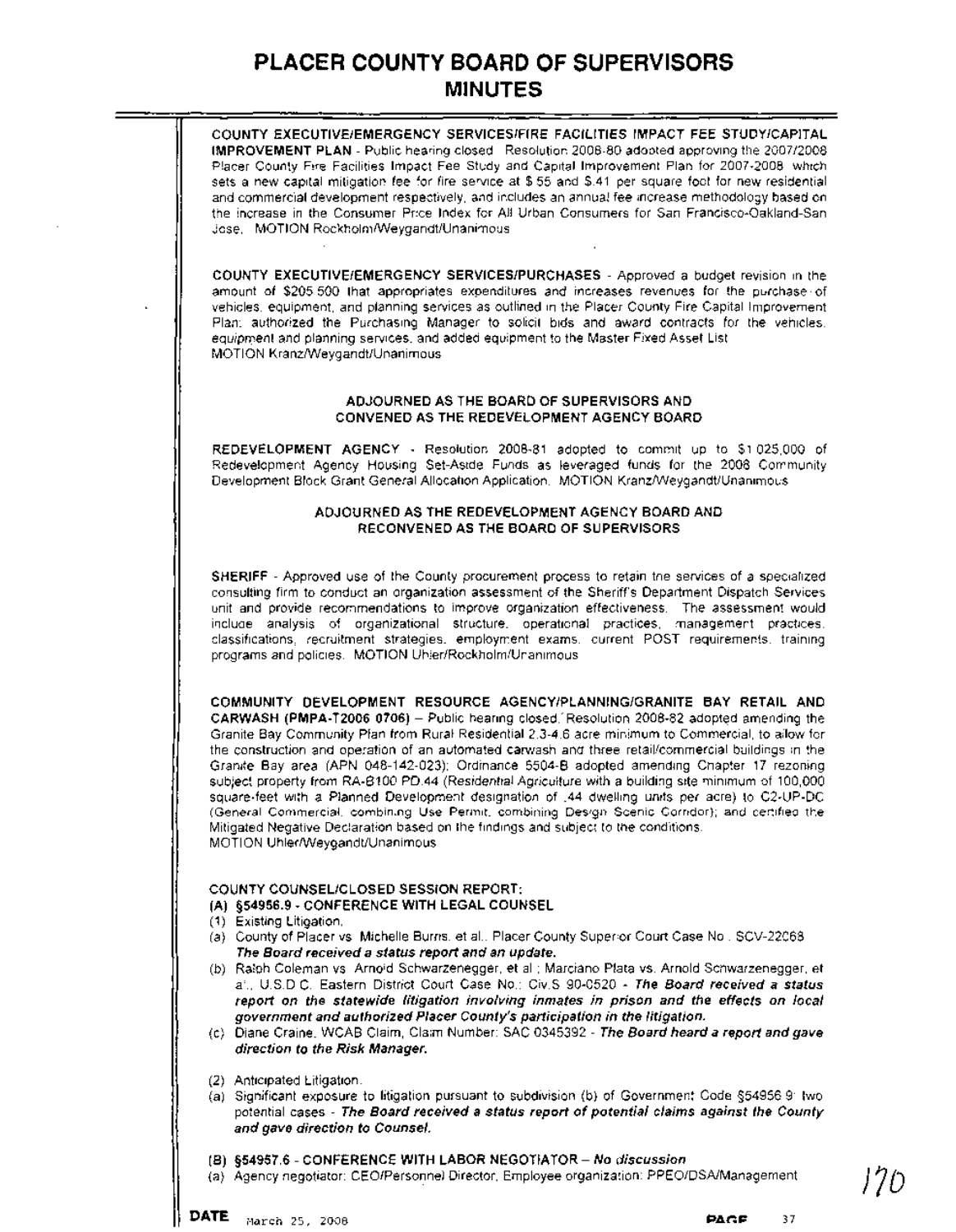**COUNTY EXECUTIVE/EMERGENCY SERVICES/FIRE FACILITIES IMPACT FEE STUDY/CAPITAL IMPROVEMENT PLAN** - Public hearing closed. Resolution 2008-80 adopted approving the 2007/2008 Placer County Fire Facilities Impact Fee Study and Capital Improvement Plan for 2007-2008 which sets a new capital mitigation fee for fire service at $.55 and $.41 per square foot for new residential and commercial development respectively, and includes an annual fee increase methodology based on the increase in the Consumer Price Index for All Urban Consumers for San Francisco-Oakland-San Jose. MOTION Rockholm/Weygandt/Unanimous

**COUNTY EXECUTIVE/EMERGENCY SERVICES/PURCHASES** - Approved a budget revision in the amount of $205,500 that appropriates expenditures and increases revenues for the purchase of vehicles, equipment, and planning services as outlined in the Placer County Fire Capital Improvement Plan; authorized the Purchasing Manager to solicit bids and award contracts for the vehicles, equipment and planning services, and added equipment to the Master Fixed Asset List.
MOTION Kranz/Weygandt/Unanimous

**ADJOURNED AS THE BOARD OF SUPERVISORS AND CONVENED AS THE REDEVELOPMENT AGENCY BOARD**

**REDEVELOPMENT AGENCY** - Resolution 2008-81 adopted to commit up to $1,025,000 of Redevelopment Agency Housing Set-Aside Funds as leveraged funds for the 2008 Community Development Block Grant General Allocation Application. MOTION Kranz/Weygandt/Unanimous

**ADJOURNED AS THE REDEVELOPMENT AGENCY BOARD AND RECONVENED AS THE BOARD OF SUPERVISORS**

**SHERIFF** - Approved use of the County procurement process to retain the services of a specialized consulting firm to conduct an organization assessment of the Sheriff's Department Dispatch Services unit and provide recommendations to improve organization effectiveness. The assessment would include analysis of organizational structure, operational practices, management practices, classifications, recruitment strategies, employment exams, current POST requirements, training programs and policies. MOTION Uhler/Rockholm/Unanimous

**COMMUNITY DEVELOPMENT RESOURCE AGENCY/PLANNING/GRANITE BAY RETAIL AND CARWASH (PMPA-T2006 0706)** – Public hearing closed. Resolution 2008-82 adopted amending the Granite Bay Community Plan from Rural Residential 2.3-4.6 acre minimum to Commercial, to allow for the construction and operation of an automated carwash and three retail/commercial buildings in the Granite Bay area (APN 048-142-023); Ordinance 5504-B adopted amending Chapter 17 rezoning subject property from RA-B100 PD.44 (Residential Agriculture with a building site minimum of 100,000 square-feet with a Planned Development designation of .44 dwelling units per acre) to C2-UP-DC (General Commercial, combining Use Permit, combining Design Scenic Corridor); and certified the Mitigated Negative Declaration based on the findings and subject to the conditions.
MOTION Uhler/Weygandt/Unanimous

COUNTY COUNSEL/CLOSED SESSION REPORT:

**(A) §54956.9 - CONFERENCE WITH LEGAL COUNSEL**

(1) Existing Litigation.

(a) County of Placer vs. Michelle Burns, et al., Placer County Superior Court Case No. SCV-22068 ***The Board received a status report and an update.***

(b) Ralph Coleman vs. Arnold Schwarzenegger, et al.; Marciano Plata vs. Arnold Schwarzenegger, et al., U.S.D.C. Eastern District Court Case No.: Civ.S 90-0520 - ***The Board received a status report on the statewide litigation involving inmates in prison and the effects on local government and authorized Placer County's participation in the litigation.***

(c) Diane Craine, WCAB Claim, Claim Number: SAC 0345392 - ***The Board heard a report and gave direction to the Risk Manager.***

(2) Anticipated Litigation.

(a) Significant exposure to litigation pursuant to subdivision (b) of Government Code §54956.9: two potential cases - ***The Board received a status report of potential claims against the County and gave direction to Counsel.***

**(B) §54957.6 - CONFERENCE WITH LABOR NEGOTIATOR** – ***No discussion***

(a) Agency negotiator: CEO/Personnel Director, Employee organization: PPEO/DSA/Management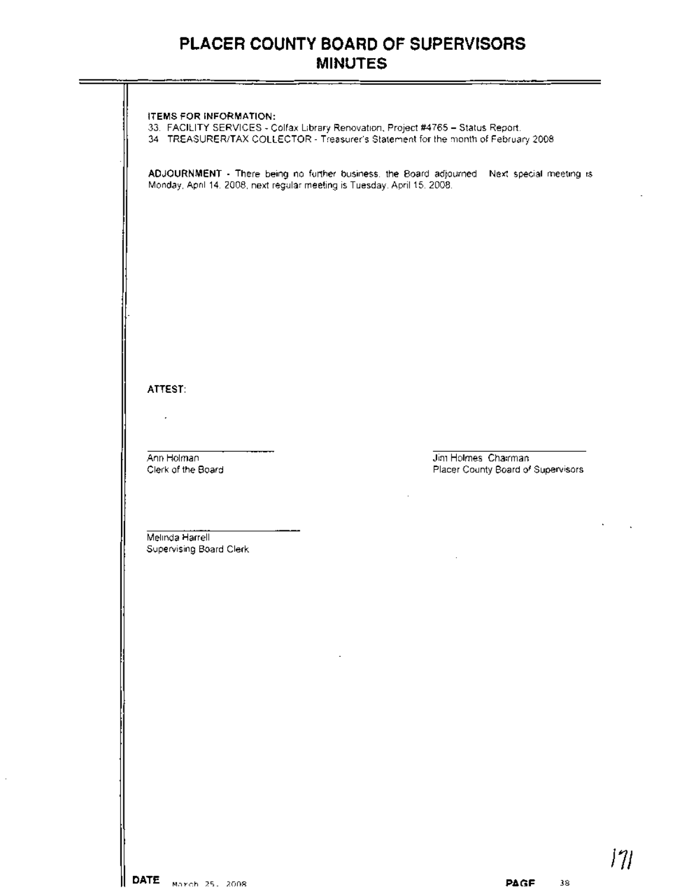**ITEMS FOR INFORMATION:**

33. FACILITY SERVICES - Colfax Library Renovation, Project #4765 – Status Report.
34. TREASURER/TAX COLLECTOR - Treasurer's Statement for the month of February 2008

**ADJOURNMENT** - There being no further business, the Board adjourned. Next special meeting is Monday, April 14, 2008, next regular meeting is Tuesday, April 15, 2008.

**ATTEST:**

Ann Holman
Clerk of the Board

Jim Holmes Chairman
Placer County Board of Supervisors

Melinda Harrell
Supervising Board Clerk

**DATE** March 25, 2008